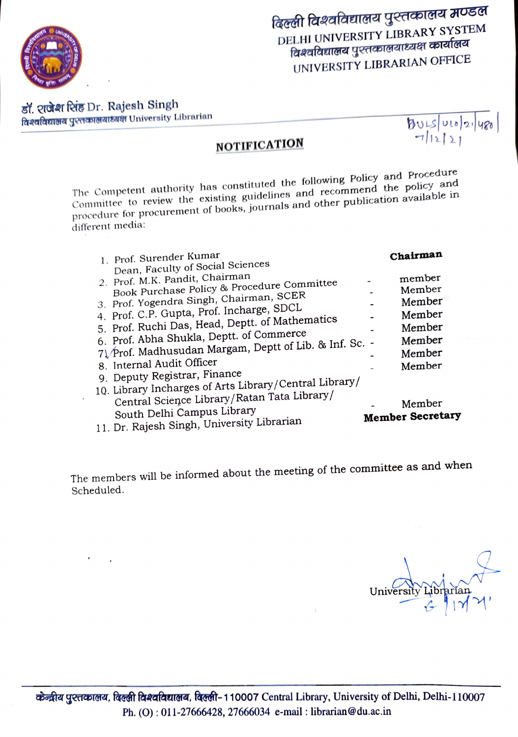दिल्ली विश्वविद्यालय पुस्तकालय मण्डल
DELHI UNIVERSITY LIBRARY SYSTEM
विश्वविद्यालय पुस्तकालयाध्यक्ष कार्यालय
UNIVERSITY LIBRARIAN OFFICE

डॉ. राजेश सिंह Dr. Rajesh Singh
विश्वविद्यालय पुस्तकालयाध्यक्ष University Librarian

DULS/ULO/21/480
7/12/21

## NOTIFICATION

The Competent authority has constituted the following Policy and Procedure Committee to review the existing guidelines and recommend the policy and procedure for procurement of books, journals and other publication available in different media:

1. Prof. Surender Kumar, Dean, Faculty of Social Sciences — **Chairman**
2. Prof. M.K. Pandit, Chairman, Book Purchase Policy & Procedure Committee - member
3. Prof. Yogendra Singh, Chairman, SCER - Member
4. Prof. C.P. Gupta, Prof. Incharge, SDCL - Member
5. Prof. Ruchi Das, Head, Deptt. of Mathematics - Member
6. Prof. Abha Shukla, Deptt. of Commerce - Member
7. Prof. Madhusudan Margam, Deptt of Lib. & Inf. Sc. - Member
8. Internal Audit Officer - Member
9. Deputy Registrar, Finance - Member
10. Library Incharges of Arts Library/Central Library/ Central Science Library/Ratan Tata Library/ South Delhi Campus Library - Member
11. Dr. Rajesh Singh, University Librarian — **Member Secretary**

The members will be informed about the meeting of the committee as and when Scheduled.

University Librarian
6/12/21

केन्द्रीय पुस्तकालय, दिल्ली विश्वविद्यालय, दिल्ली-110007 Central Library, University of Delhi, Delhi-110007
Ph. (O) : 011-27666428, 27666034 e-mail : librarian@du.ac.in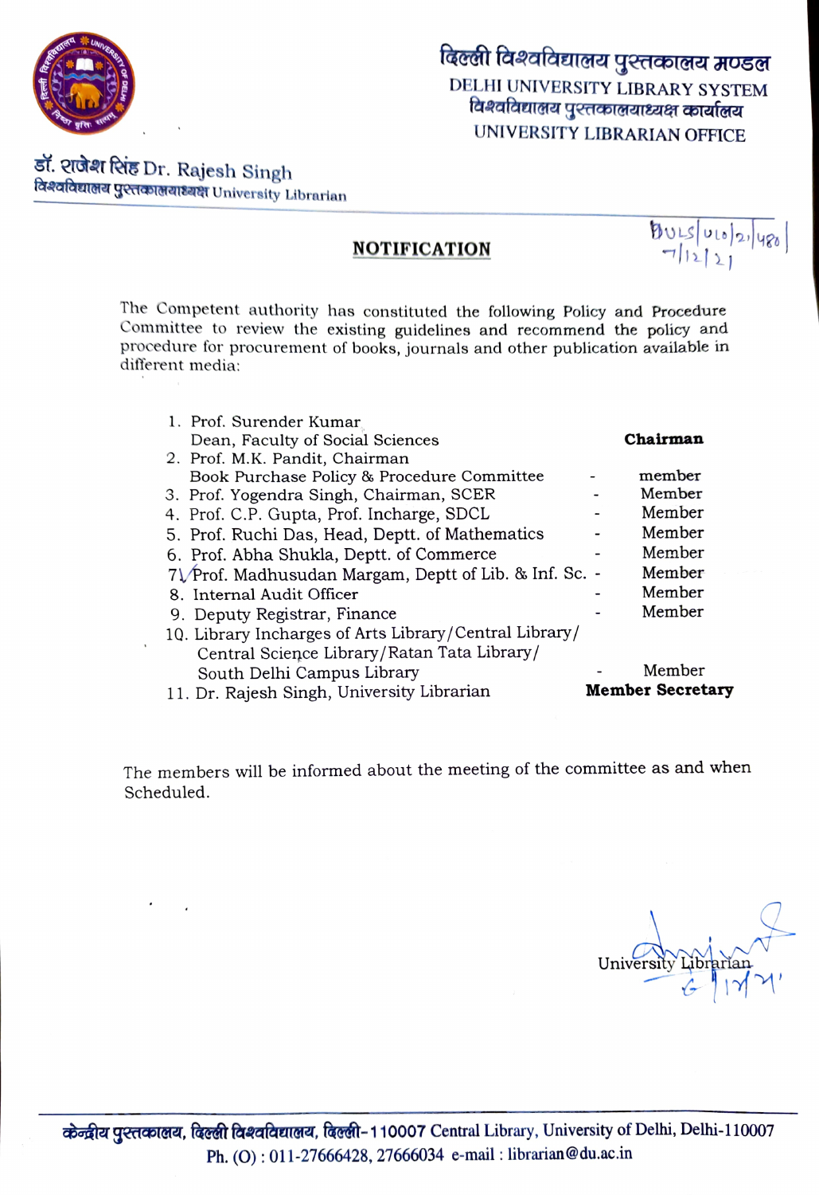दिल्ली विश्वविद्यालय पुस्तकालय मण्डल
DELHI UNIVERSITY LIBRARY SYSTEM
विश्वविद्यालय पुस्तकालयाध्यक्ष कार्यालय
UNIVERSITY LIBRARIAN OFFICE

डॉ. राजेश सिंह Dr. Rajesh Singh
विश्वविद्यालय पुस्तकालयाध्यक्ष University Librarian

DULS/ULO/21/480
7/12/21

## NOTIFICATION

The Competent authority has constituted the following Policy and Procedure Committee to review the existing guidelines and recommend the policy and procedure for procurement of books, journals and other publication available in different media:

| | | | |
|---|---|---|---|
| 1. | Prof. Surender Kumar, Dean, Faculty of Social Sciences | | **Chairman** |
| 2. | Prof. M.K. Pandit, Chairman, Book Purchase Policy & Procedure Committee | - | member |
| 3. | Prof. Yogendra Singh, Chairman, SCER | - | Member |
| 4. | Prof. C.P. Gupta, Prof. Incharge, SDCL | - | Member |
| 5. | Prof. Ruchi Das, Head, Deptt. of Mathematics | - | Member |
| 6. | Prof. Abha Shukla, Deptt. of Commerce | - | Member |
| 7. | Prof. Madhusudan Margam, Deptt of Lib. & Inf. Sc. | - | Member |
| 8. | Internal Audit Officer | - | Member |
| 9. | Deputy Registrar, Finance | - | Member |
| 10. | Library Incharges of Arts Library/Central Library/ Central Science Library/Ratan Tata Library/ South Delhi Campus Library | - | Member |
| 11. | Dr. Rajesh Singh, University Librarian | | **Member Secretary** |

The members will be informed about the meeting of the committee as and when Scheduled.

University Librarian
6/12/21

केन्द्रीय पुस्तकालय, दिल्ली विश्वविद्यालय, दिल्ली-110007 Central Library, University of Delhi, Delhi-110007
Ph. (O) : 011-27666428, 27666034 e-mail : librarian@du.ac.in